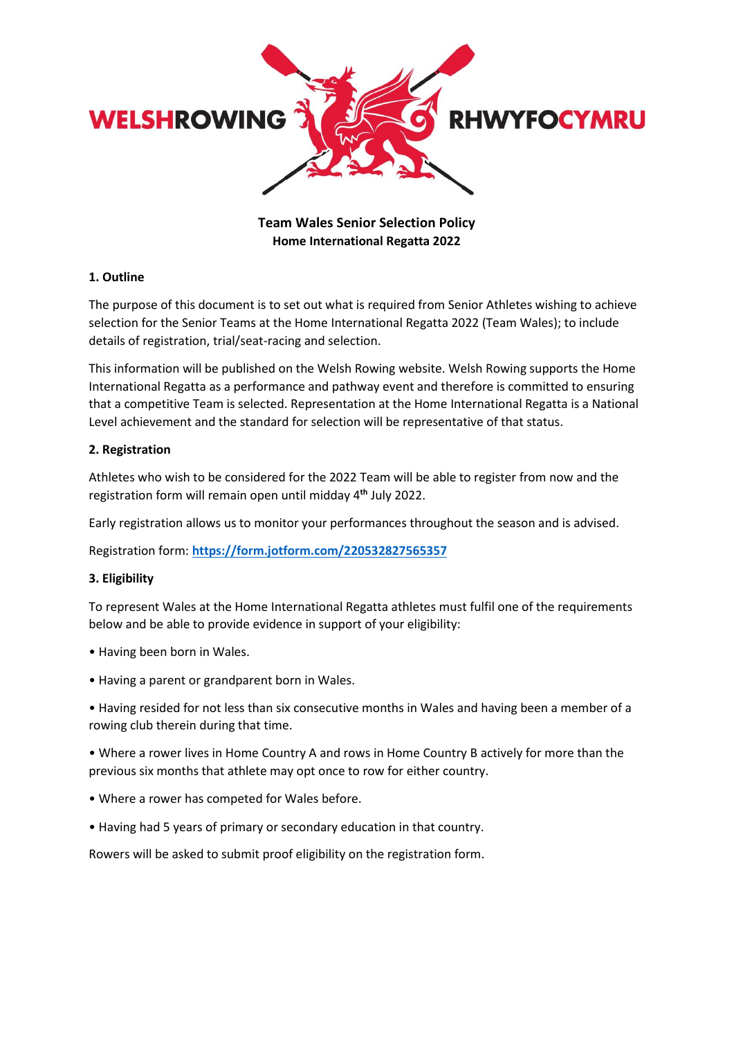WELSHROWING RHWYFOCYMRU

**Team Wales Senior Selection Policy**
**Home International Regatta 2022**

## 1. Outline

The purpose of this document is to set out what is required from Senior Athletes wishing to achieve selection for the Senior Teams at the Home International Regatta 2022 (Team Wales); to include details of registration, trial/seat-racing and selection.

This information will be published on the Welsh Rowing website. Welsh Rowing supports the Home International Regatta as a performance and pathway event and therefore is committed to ensuring that a competitive Team is selected. Representation at the Home International Regatta is a National Level achievement and the standard for selection will be representative of that status.

## 2. Registration

Athletes who wish to be considered for the 2022 Team will be able to register from now and the registration form will remain open until midday 4th July 2022.

Early registration allows us to monitor your performances throughout the season and is advised.

Registration form: **https://form.jotform.com/220532827565357**

## 3. Eligibility

To represent Wales at the Home International Regatta athletes must fulfil one of the requirements below and be able to provide evidence in support of your eligibility:

- Having been born in Wales.
- Having a parent or grandparent born in Wales.
- Having resided for not less than six consecutive months in Wales and having been a member of a rowing club therein during that time.
- Where a rower lives in Home Country A and rows in Home Country B actively for more than the previous six months that athlete may opt once to row for either country.
- Where a rower has competed for Wales before.
- Having had 5 years of primary or secondary education in that country.

Rowers will be asked to submit proof eligibility on the registration form.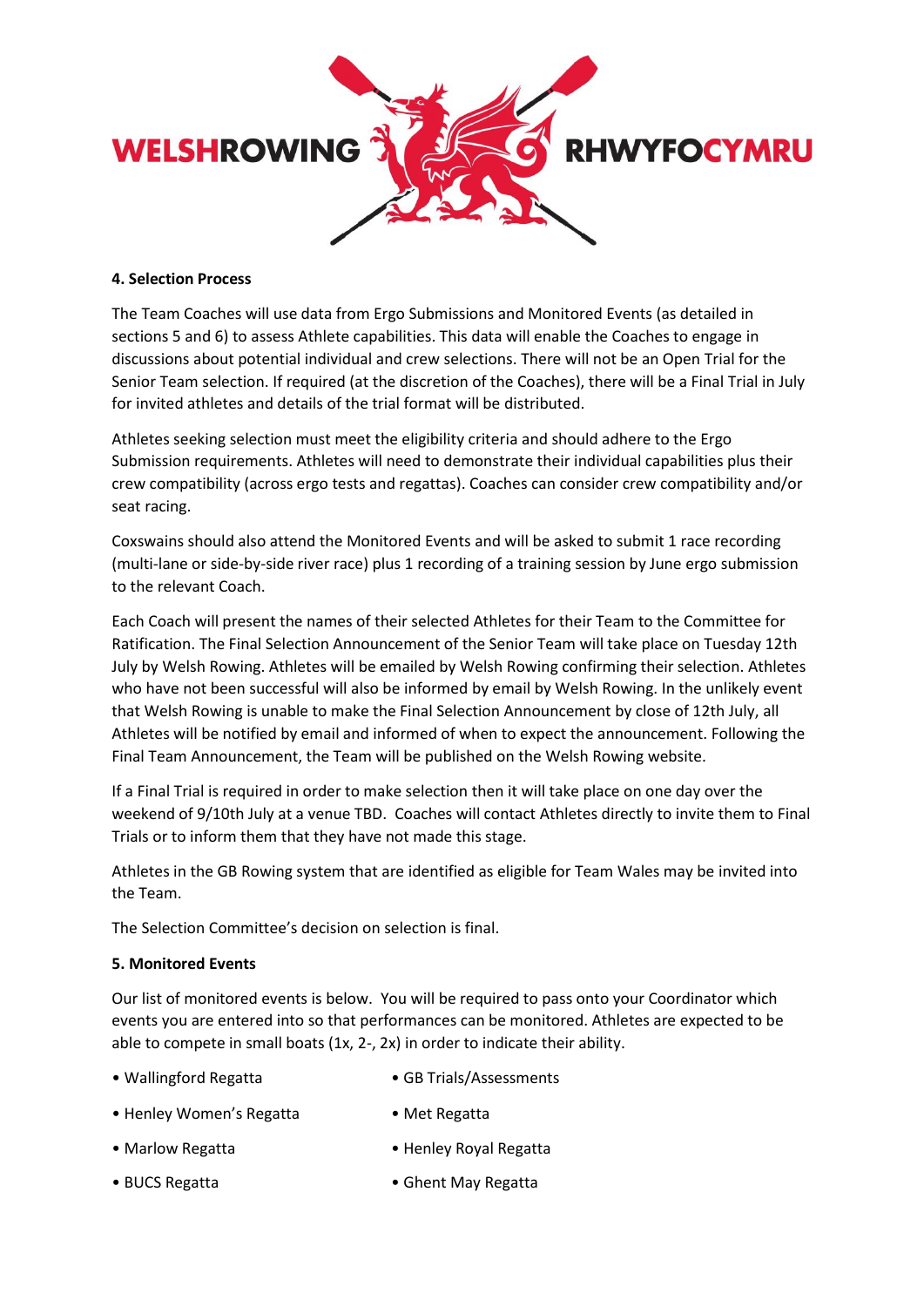**4. Selection Process**

The Team Coaches will use data from Ergo Submissions and Monitored Events (as detailed in sections 5 and 6) to assess Athlete capabilities. This data will enable the Coaches to engage in discussions about potential individual and crew selections. There will not be an Open Trial for the Senior Team selection. If required (at the discretion of the Coaches), there will be a Final Trial in July for invited athletes and details of the trial format will be distributed.

Athletes seeking selection must meet the eligibility criteria and should adhere to the Ergo Submission requirements. Athletes will need to demonstrate their individual capabilities plus their crew compatibility (across ergo tests and regattas). Coaches can consider crew compatibility and/or seat racing.

Coxswains should also attend the Monitored Events and will be asked to submit 1 race recording (multi-lane or side-by-side river race) plus 1 recording of a training session by June ergo submission to the relevant Coach.

Each Coach will present the names of their selected Athletes for their Team to the Committee for Ratification. The Final Selection Announcement of the Senior Team will take place on Tuesday 12th July by Welsh Rowing. Athletes will be emailed by Welsh Rowing confirming their selection. Athletes who have not been successful will also be informed by email by Welsh Rowing. In the unlikely event that Welsh Rowing is unable to make the Final Selection Announcement by close of 12th July, all Athletes will be notified by email and informed of when to expect the announcement. Following the Final Team Announcement, the Team will be published on the Welsh Rowing website.

If a Final Trial is required in order to make selection then it will take place on one day over the weekend of 9/10th July at a venue TBD. Coaches will contact Athletes directly to invite them to Final Trials or to inform them that they have not made this stage.

Athletes in the GB Rowing system that are identified as eligible for Team Wales may be invited into the Team.

The Selection Committee's decision on selection is final.

**5. Monitored Events**

Our list of monitored events is below. You will be required to pass onto your Coordinator which events you are entered into so that performances can be monitored. Athletes are expected to be able to compete in small boats (1x, 2-, 2x) in order to indicate their ability.

- Wallingford Regatta
- Henley Women's Regatta
- Marlow Regatta
- BUCS Regatta
- GB Trials/Assessments
- Met Regatta
- Henley Royal Regatta
- Ghent May Regatta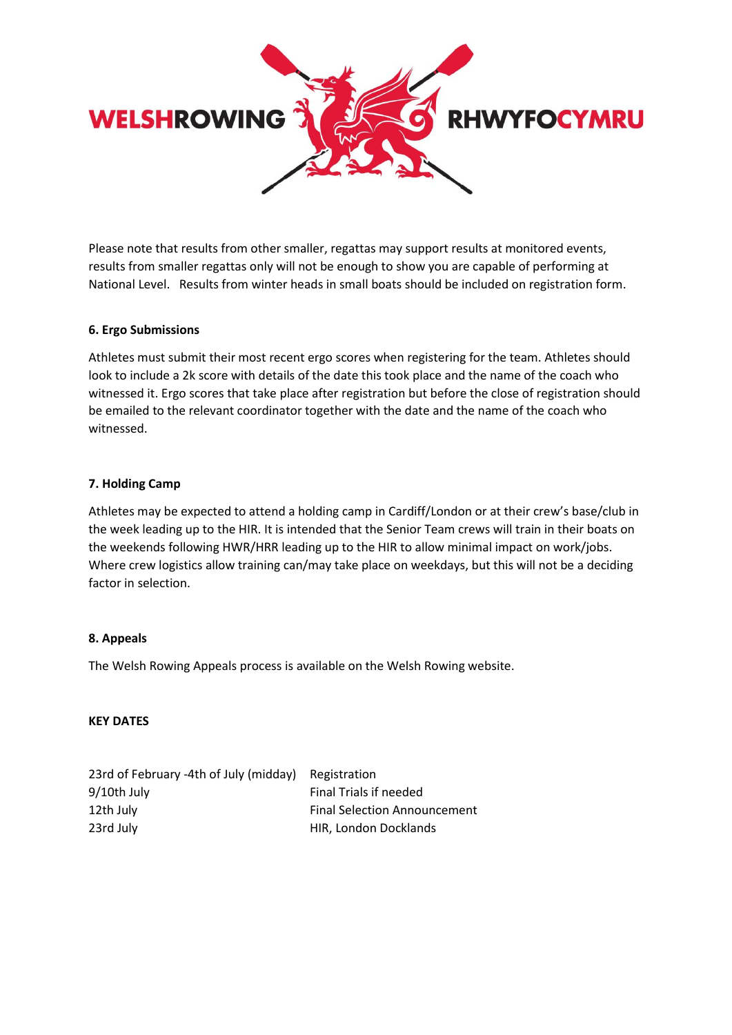Please note that results from other smaller, regattas may support results at monitored events, results from smaller regattas only will not be enough to show you are capable of performing at National Level. Results from winter heads in small boats should be included on registration form.

**6. Ergo Submissions**

Athletes must submit their most recent ergo scores when registering for the team. Athletes should look to include a 2k score with details of the date this took place and the name of the coach who witnessed it. Ergo scores that take place after registration but before the close of registration should be emailed to the relevant coordinator together with the date and the name of the coach who witnessed.

**7. Holding Camp**

Athletes may be expected to attend a holding camp in Cardiff/London or at their crew's base/club in the week leading up to the HIR. It is intended that the Senior Team crews will train in their boats on the weekends following HWR/HRR leading up to the HIR to allow minimal impact on work/jobs. Where crew logistics allow training can/may take place on weekdays, but this will not be a deciding factor in selection.

**8. Appeals**

The Welsh Rowing Appeals process is available on the Welsh Rowing website.

**KEY DATES**

| | |
|---|---|
| 23rd of February -4th of July (midday) | Registration |
| 9/10th July | Final Trials if needed |
| 12th July | Final Selection Announcement |
| 23rd July | HIR, London Docklands |